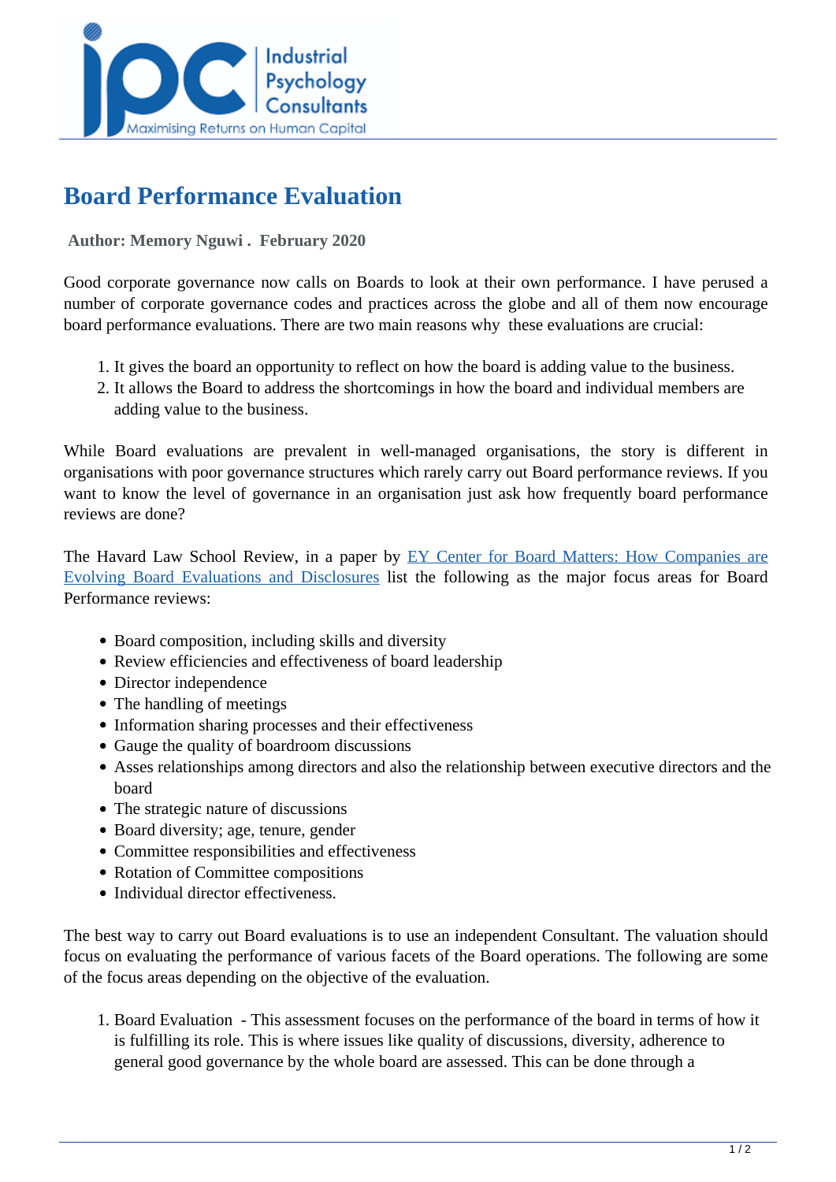# Board Performance Evaluation

**Author: Memory Nguwi . February 2020**

Good corporate governance now calls on Boards to look at their own performance. I have perused a number of corporate governance codes and practices across the globe and all of them now encourage board performance evaluations. There are two main reasons why these evaluations are crucial:

1. It gives the board an opportunity to reflect on how the board is adding value to the business.
2. It allows the Board to address the shortcomings in how the board and individual members are adding value to the business.

While Board evaluations are prevalent in well-managed organisations, the story is different in organisations with poor governance structures which rarely carry out Board performance reviews. If you want to know the level of governance in an organisation just ask how frequently board performance reviews are done?

The Havard Law School Review, in a paper by [EY Center for Board Matters: How Companies are Evolving Board Evaluations and Disclosures]() list the following as the major focus areas for Board Performance reviews:

- Board composition, including skills and diversity
- Review efficiencies and effectiveness of board leadership
- Director independence
- The handling of meetings
- Information sharing processes and their effectiveness
- Gauge the quality of boardroom discussions
- Asses relationships among directors and also the relationship between executive directors and the board
- The strategic nature of discussions
- Board diversity; age, tenure, gender
- Committee responsibilities and effectiveness
- Rotation of Committee compositions
- Individual director effectiveness.

The best way to carry out Board evaluations is to use an independent Consultant. The valuation should focus on evaluating the performance of various facets of the Board operations. The following are some of the focus areas depending on the objective of the evaluation.

1. Board Evaluation - This assessment focuses on the performance of the board in terms of how it is fulfilling its role. This is where issues like quality of discussions, diversity, adherence to general good governance by the whole board are assessed. This can be done through a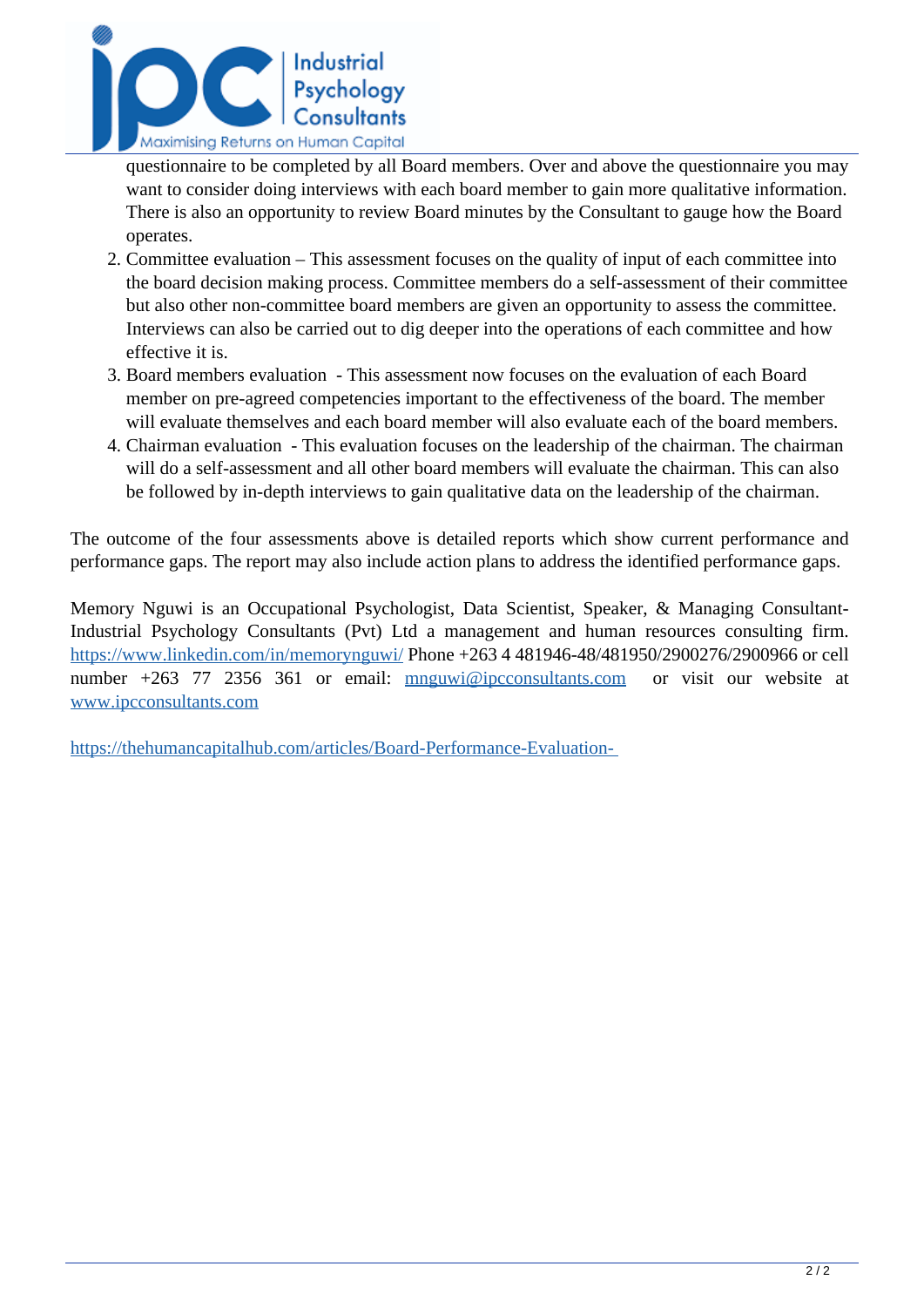questionnaire to be completed by all Board members. Over and above the questionnaire you may want to consider doing interviews with each board member to gain more qualitative information. There is also an opportunity to review Board minutes by the Consultant to gauge how the Board operates.

2. Committee evaluation – This assessment focuses on the quality of input of each committee into the board decision making process. Committee members do a self-assessment of their committee but also other non-committee board members are given an opportunity to assess the committee. Interviews can also be carried out to dig deeper into the operations of each committee and how effective it is.
3. Board members evaluation - This assessment now focuses on the evaluation of each Board member on pre-agreed competencies important to the effectiveness of the board. The member will evaluate themselves and each board member will also evaluate each of the board members.
4. Chairman evaluation - This evaluation focuses on the leadership of the chairman. The chairman will do a self-assessment and all other board members will evaluate the chairman. This can also be followed by in-depth interviews to gain qualitative data on the leadership of the chairman.

The outcome of the four assessments above is detailed reports which show current performance and performance gaps. The report may also include action plans to address the identified performance gaps.

Memory Nguwi is an Occupational Psychologist, Data Scientist, Speaker, & Managing Consultant- Industrial Psychology Consultants (Pvt) Ltd a management and human resources consulting firm. https://www.linkedin.com/in/memorynguwi/ Phone +263 4 481946-48/481950/2900276/2900966 or cell number +263 77 2356 361 or email: mnguwi@ipcconsultants.com or visit our website at www.ipcconsultants.com

https://thehumancapitalhub.com/articles/Board-Performance-Evaluation-